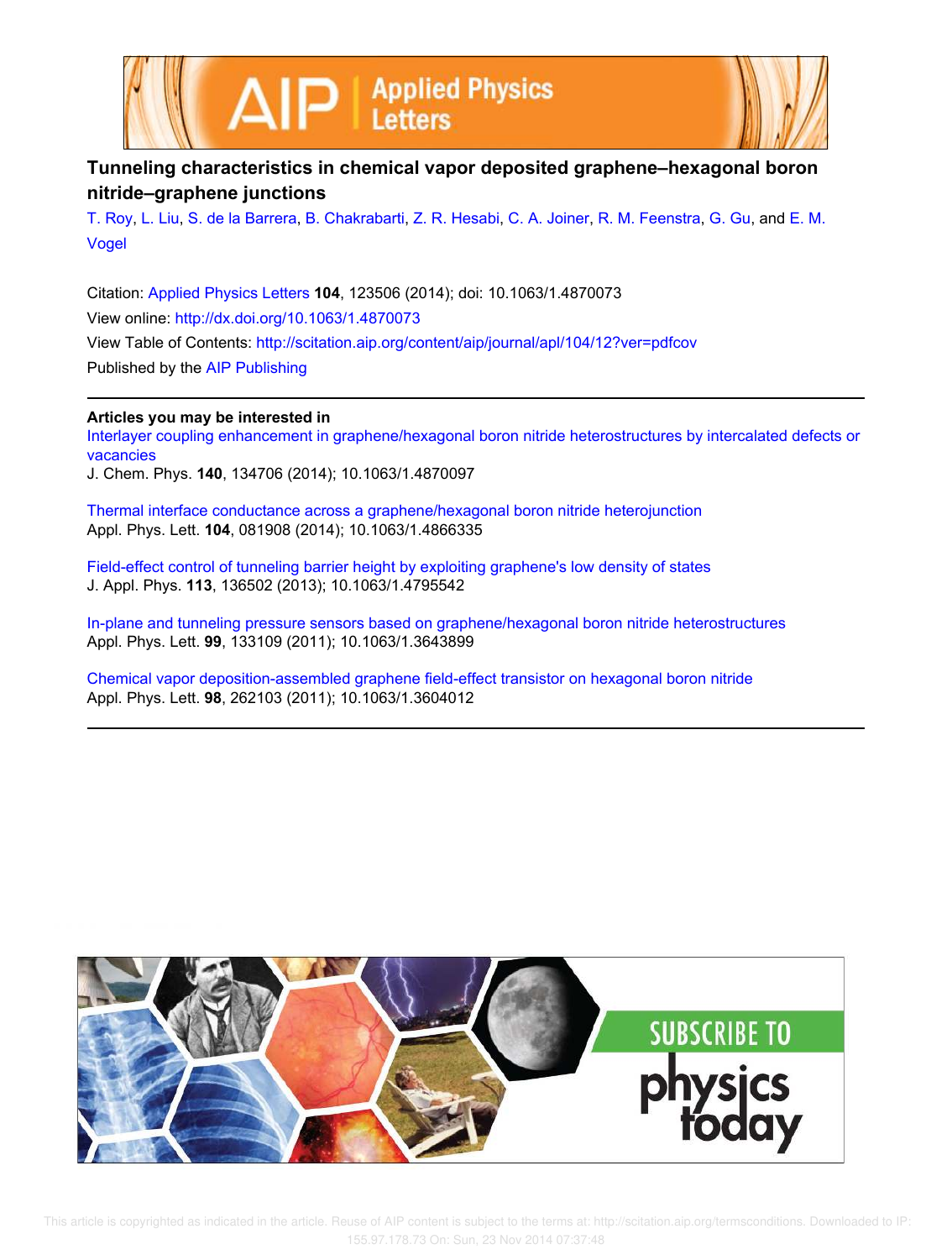# Tunneling characteristics in chemical vapor deposited graphene–hexagonal boron nitride–graphene junctions

T. Roy, L. Liu, S. de la Barrera, B. Chakrabarti, Z. R. Hesabi, C. A. Joiner, R. M. Feenstra, G. Gu, and E. M. Vogel

Citation: Applied Physics Letters **104**, 123506 (2014); doi: 10.1063/1.4870073

View online: http://dx.doi.org/10.1063/1.4870073

View Table of Contents: http://scitation.aip.org/content/aip/journal/apl/104/12?ver=pdfcov

Published by the AIP Publishing

---

**Articles you may be interested in**

Interlayer coupling enhancement in graphene/hexagonal boron nitride heterostructures by intercalated defects or vacancies
J. Chem. Phys. **140**, 134706 (2014); 10.1063/1.4870097

Thermal interface conductance across a graphene/hexagonal boron nitride heterojunction
Appl. Phys. Lett. **104**, 081908 (2014); 10.1063/1.4866335

Field-effect control of tunneling barrier height by exploiting graphene's low density of states
J. Appl. Phys. **113**, 136502 (2013); 10.1063/1.4795542

In-plane and tunneling pressure sensors based on graphene/hexagonal boron nitride heterostructures
Appl. Phys. Lett. **99**, 133109 (2011); 10.1063/1.3643899

Chemical vapor deposition-assembled graphene field-effect transistor on hexagonal boron nitride
Appl. Phys. Lett. **98**, 262103 (2011); 10.1063/1.3604012

---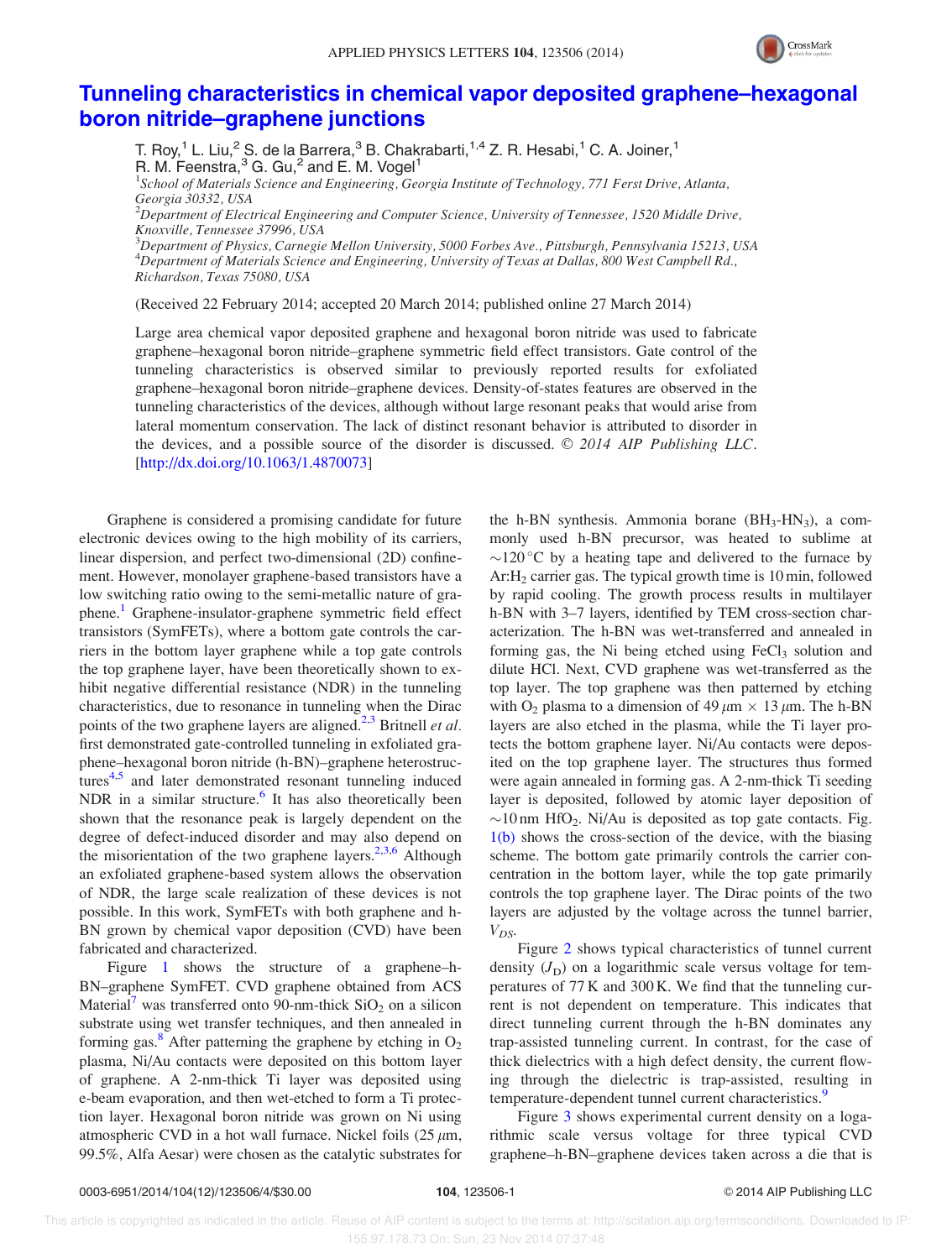# Tunneling characteristics in chemical vapor deposited graphene–hexagonal boron nitride–graphene junctions

T. Roy,[1] L. Liu,[2] S. de la Barrera,[3] B. Chakrabarti,[1,4] Z. R. Hesabi,[1] C. A. Joiner,[1] R. M. Feenstra,[3] G. Gu,[2] and E. M. Vogel[1]

[1]School of Materials Science and Engineering, Georgia Institute of Technology, 771 Ferst Drive, Atlanta, Georgia 30332, USA

[2]Department of Electrical Engineering and Computer Science, University of Tennessee, 1520 Middle Drive, Knoxville, Tennessee 37996, USA

[3]Department of Physics, Carnegie Mellon University, 5000 Forbes Ave., Pittsburgh, Pennsylvania 15213, USA

[4]Department of Materials Science and Engineering, University of Texas at Dallas, 800 West Campbell Rd., Richardson, Texas 75080, USA

(Received 22 February 2014; accepted 20 March 2014; published online 27 March 2014)

Large area chemical vapor deposited graphene and hexagonal boron nitride was used to fabricate graphene–hexagonal boron nitride–graphene symmetric field effect transistors. Gate control of the tunneling characteristics is observed similar to previously reported results for exfoliated graphene–hexagonal boron nitride–graphene devices. Density-of-states features are observed in the tunneling characteristics of the devices, although without large resonant peaks that would arise from lateral momentum conservation. The lack of distinct resonant behavior is attributed to disorder in the devices, and a possible source of the disorder is discussed. © 2014 AIP Publishing LLC. [http://dx.doi.org/10.1063/1.4870073]

Graphene is considered a promising candidate for future electronic devices owing to the high mobility of its carriers, linear dispersion, and perfect two-dimensional (2D) confinement. However, monolayer graphene-based transistors have a low switching ratio owing to the semi-metallic nature of graphene.[1] Graphene-insulator-graphene symmetric field effect transistors (SymFETs), where a bottom gate controls the carriers in the bottom layer graphene while a top gate controls the top graphene layer, have been theoretically shown to exhibit negative differential resistance (NDR) in the tunneling characteristics, due to resonance in tunneling when the Dirac points of the two graphene layers are aligned.[2,3] Britnell *et al.* first demonstrated gate-controlled tunneling in exfoliated graphene–hexagonal boron nitride (h-BN)–graphene heterostructures[4,5] and later demonstrated resonant tunneling induced NDR in a similar structure.[6] It has also theoretically been shown that the resonance peak is largely dependent on the degree of defect-induced disorder and may also depend on the misorientation of the two graphene layers.[2,3,6] Although an exfoliated graphene-based system allows the observation of NDR, the large scale realization of these devices is not possible. In this work, SymFETs with both graphene and h-BN grown by chemical vapor deposition (CVD) have been fabricated and characterized.

Figure 1 shows the structure of a graphene–h-BN–graphene SymFET. CVD graphene obtained from ACS Material[7] was transferred onto 90-nm-thick $SiO_2$ on a silicon substrate using wet transfer techniques, and then annealed in forming gas.[8] After patterning the graphene by etching in $O_2$ plasma, Ni/Au contacts were deposited on this bottom layer of graphene. A 2-nm-thick Ti layer was deposited using e-beam evaporation, and then wet-etched to form a Ti protection layer. Hexagonal boron nitride was grown on Ni using atmospheric CVD in a hot wall furnace. Nickel foils (25 $\mu$m, 99.5%, Alfa Aesar) were chosen as the catalytic substrates for the h-BN synthesis. Ammonia borane ($BH_3$-$HN_3$), a commonly used h-BN precursor, was heated to sublime at $\sim$120 °C by a heating tape and delivered to the furnace by Ar:$H_2$ carrier gas. The typical growth time is 10 min, followed by rapid cooling. The growth process results in multilayer h-BN with 3–7 layers, identified by TEM cross-section characterization. The h-BN was wet-transferred and annealed in forming gas, the Ni being etched using $FeCl_3$ solution and dilute HCl. Next, CVD graphene was wet-transferred as the top layer. The top graphene was then patterned by etching with $O_2$ plasma to a dimension of 49 $\mu$m × 13 $\mu$m. The h-BN layers are also etched in the plasma, while the Ti layer protects the bottom graphene layer. Ni/Au contacts were deposited on the top graphene layer. The structures thus formed were again annealed in forming gas. A 2-nm-thick Ti seeding layer is deposited, followed by atomic layer deposition of $\sim$10 nm $HfO_2$. Ni/Au is deposited as top gate contacts. Fig. 1(b) shows the cross-section of the device, with the biasing scheme. The bottom gate primarily controls the carrier concentration in the bottom layer, while the top gate primarily controls the top graphene layer. The Dirac points of the two layers are adjusted by the voltage across the tunnel barrier, $V_{DS}$.

Figure 2 shows typical characteristics of tunnel current density ($J_D$) on a logarithmic scale versus voltage for temperatures of 77 K and 300 K. We find that the tunneling current is not dependent on temperature. This indicates that direct tunneling current through the h-BN dominates any trap-assisted tunneling current. In contrast, for the case of thick dielectrics with a high defect density, the current flowing through the dielectric is trap-assisted, resulting in temperature-dependent tunnel current characteristics.[9]

Figure 3 shows experimental current density on a logarithmic scale versus voltage for three typical CVD graphene–h-BN–graphene devices taken across a die that is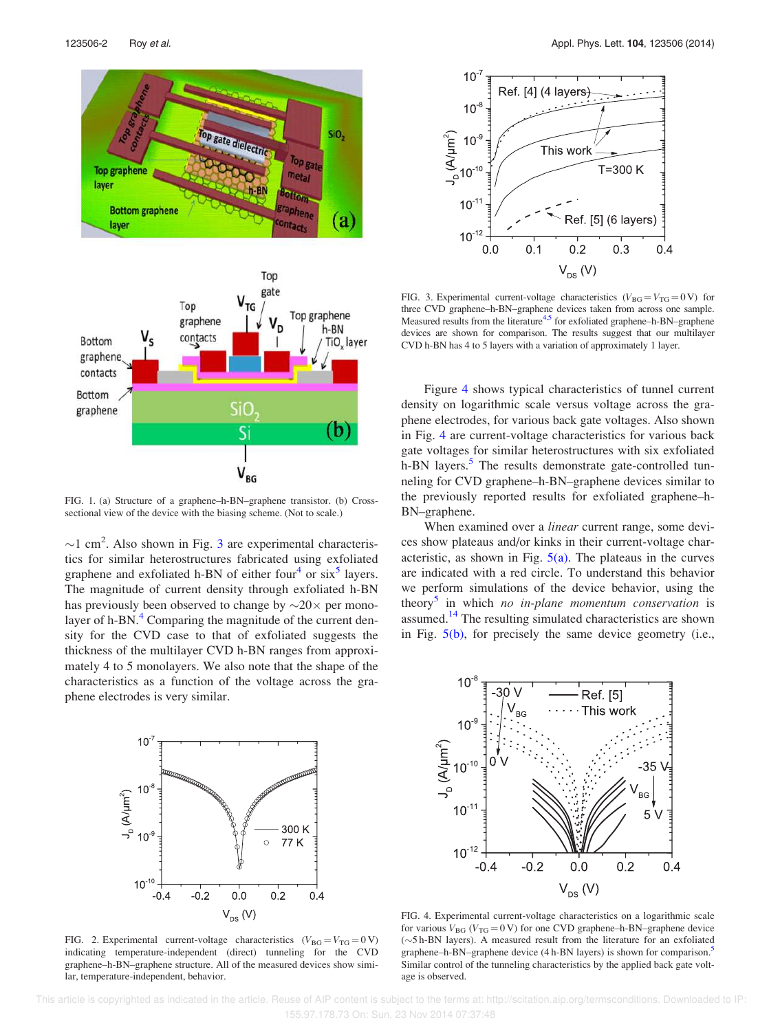FIG. 1. (a) Structure of a graphene–h-BN–graphene transistor. (b) Cross-sectional view of the device with the biasing scheme. (Not to scale.)

$\sim$1 cm$^2$. Also shown in Fig. 3 are experimental characteristics for similar heterostructures fabricated using exfoliated graphene and exfoliated h-BN of either four[4] or six[5] layers. The magnitude of current density through exfoliated h-BN has previously been observed to change by $\sim$20$\times$ per monolayer of h-BN.[4] Comparing the magnitude of the current density for the CVD case to that of exfoliated suggests the thickness of the multilayer CVD h-BN ranges from approximately 4 to 5 monolayers. We also note that the shape of the characteristics as a function of the voltage across the graphene electrodes is very similar.

FIG. 2. Experimental current-voltage characteristics ($V_{BG} = V_{TG} = 0$ V) indicating temperature-independent (direct) tunneling for the CVD graphene–h-BN–graphene structure. All of the measured devices show similar, temperature-independent, behavior.

FIG. 3. Experimental current-voltage characteristics ($V_{BG} = V_{TG} = 0$ V) for three CVD graphene–h-BN–graphene devices taken from across one sample. Measured results from the literature[4,5] for exfoliated graphene–h-BN–graphene devices are shown for comparison. The results suggest that our multilayer CVD h-BN has 4 to 5 layers with a variation of approximately 1 layer.

Figure 4 shows typical characteristics of tunnel current density on logarithmic scale versus voltage across the graphene electrodes, for various back gate voltages. Also shown in Fig. 4 are current-voltage characteristics for various back gate voltages for similar heterostructures with six exfoliated h-BN layers.[5] The results demonstrate gate-controlled tunneling for CVD graphene–h-BN–graphene devices similar to the previously reported results for exfoliated graphene–h-BN–graphene.

When examined over a *linear* current range, some devices show plateaus and/or kinks in their current-voltage characteristic, as shown in Fig. 5(a). The plateaus in the curves are indicated with a red circle. To understand this behavior we perform simulations of the device behavior, using the theory[5] in which *no in-plane momentum conservation* is assumed.[14] The resulting simulated characteristics are shown in Fig. 5(b), for precisely the same device geometry (i.e.,

FIG. 4. Experimental current-voltage characteristics on a logarithmic scale for various $V_{BG}$ ($V_{TG} = 0$ V) for one CVD graphene–h-BN–graphene device ($\sim$5 h-BN layers). A measured result from the literature for an exfoliated graphene–h-BN–graphene device (4 h-BN layers) is shown for comparison.[5] Similar control of the tunneling characteristics by the applied back gate voltage is observed.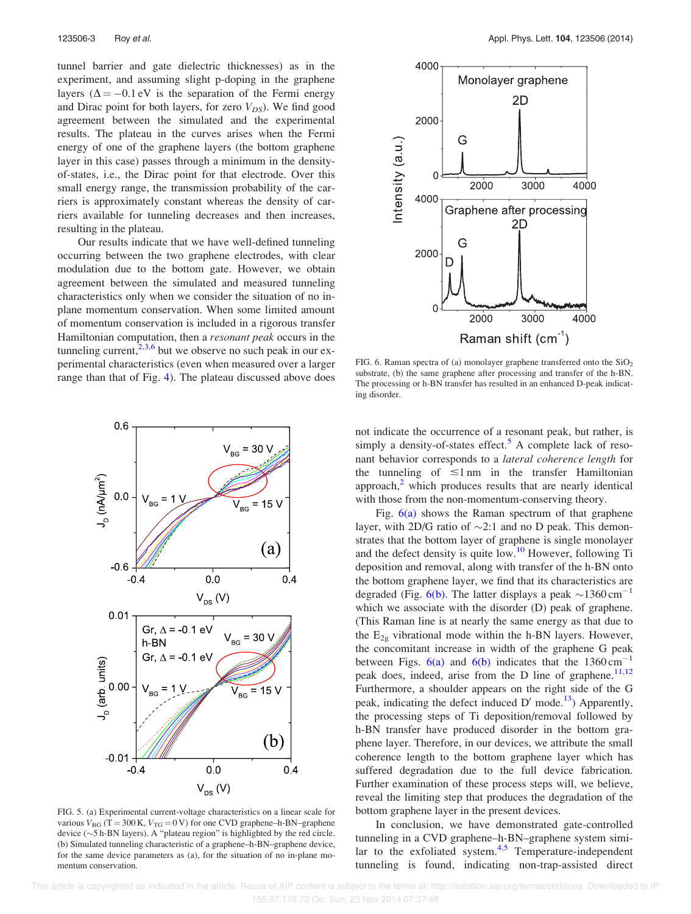tunnel barrier and gate dielectric thicknesses) as in the experiment, and assuming slight p-doping in the graphene layers ($\Delta = -0.1$ eV is the separation of the Fermi energy and Dirac point for both layers, for zero $V_{DS}$). We find good agreement between the simulated and the experimental results. The plateau in the curves arises when the Fermi energy of one of the graphene layers (the bottom graphene layer in this case) passes through a minimum in the density-of-states, i.e., the Dirac point for that electrode. Over this small energy range, the transmission probability of the carriers is approximately constant whereas the density of carriers available for tunneling decreases and then increases, resulting in the plateau.

Our results indicate that we have well-defined tunneling occurring between the two graphene electrodes, with clear modulation due to the bottom gate. However, we obtain agreement between the simulated and measured tunneling characteristics only when we consider the situation of no in-plane momentum conservation. When some limited amount of momentum conservation is included in a rigorous transfer Hamiltonian computation, then a *resonant peak* occurs in the tunneling current,[2,3,6] but we observe no such peak in our experimental characteristics (even when measured over a larger range than that of Fig. 4). The plateau discussed above does not indicate the occurrence of a resonant peak, but rather, is simply a density-of-states effect.[5] A complete lack of resonant behavior corresponds to a *lateral coherence length* for the tunneling of $\lesssim 1$ nm in the transfer Hamiltonian approach,[2] which produces results that are nearly identical with those from the non-momentum-conserving theory.

FIG. 5. (a) Experimental current-voltage characteristics on a linear scale for various $V_{BG}$ (T = 300 K, $V_{TG} = 0$ V) for one CVD graphene–h-BN–graphene device (~5 h-BN layers). A "plateau region" is highlighted by the red circle. (b) Simulated tunneling characteristic of a graphene–h-BN–graphene device, for the same device parameters as (a), for the situation of no in-plane momentum conservation.

FIG. 6. Raman spectra of (a) monolayer graphene transferred onto the $SiO_2$ substrate, (b) the same graphene after processing and transfer of the h-BN. The processing or h-BN transfer has resulted in an enhanced D-peak indicating disorder.

Fig. 6(a) shows the Raman spectrum of that graphene layer, with 2D/G ratio of ~2:1 and no D peak. This demonstrates that the bottom layer of graphene is single monolayer and the defect density is quite low.[10] However, following Ti deposition and removal, along with transfer of the h-BN onto the bottom graphene layer, we find that its characteristics are degraded (Fig. 6(b). The latter displays a peak ~1360 cm$^{-1}$ which we associate with the disorder (D) peak of graphene. (This Raman line is at nearly the same energy as that due to the $E_{2g}$ vibrational mode within the h-BN layers. However, the concomitant increase in width of the graphene G peak between Figs. 6(a) and 6(b) indicates that the 1360 cm$^{-1}$ peak does, indeed, arise from the D line of graphene.[11,12] Furthermore, a shoulder appears on the right side of the G peak, indicating the defect induced D′ mode.[13]) Apparently, the processing steps of Ti deposition/removal followed by h-BN transfer have produced disorder in the bottom graphene layer. Therefore, in our devices, we attribute the small coherence length to the bottom graphene layer which has suffered degradation due to the full device fabrication. Further examination of these process steps will, we believe, reveal the limiting step that produces the degradation of the bottom graphene layer in the present devices.

In conclusion, we have demonstrated gate-controlled tunneling in a CVD graphene–h-BN–graphene system similar to the exfoliated system.[4,5] Temperature-independent tunneling is found, indicating non-trap-assisted direct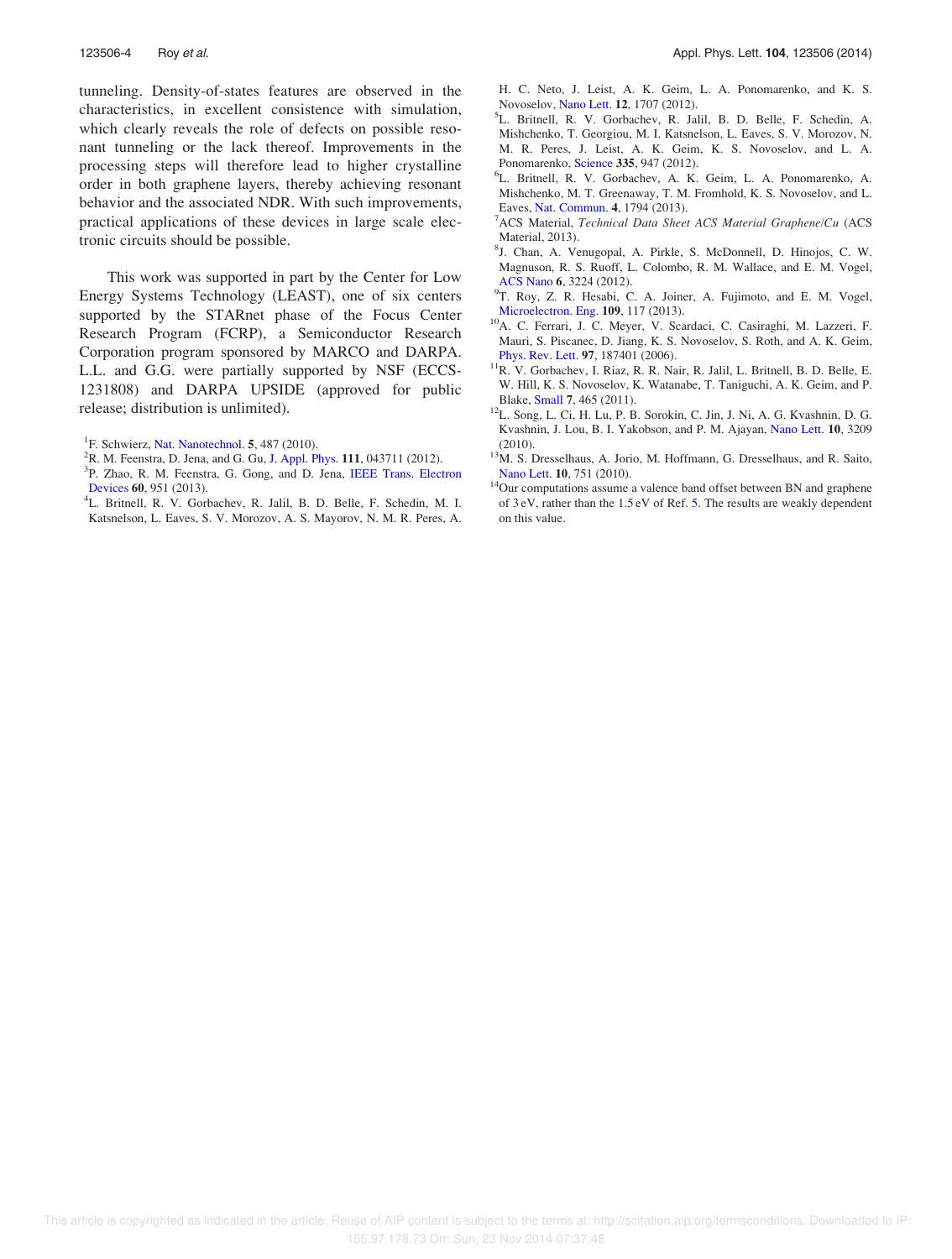tunneling. Density-of-states features are observed in the characteristics, in excellent consistence with simulation, which clearly reveals the role of defects on possible resonant tunneling or the lack thereof. Improvements in the processing steps will therefore lead to higher crystalline order in both graphene layers, thereby achieving resonant behavior and the associated NDR. With such improvements, practical applications of these devices in large scale electronic circuits should be possible.

This work was supported in part by the Center for Low Energy Systems Technology (LEAST), one of six centers supported by the STARnet phase of the Focus Center Research Program (FCRP), a Semiconductor Research Corporation program sponsored by MARCO and DARPA. L.L. and G.G. were partially supported by NSF (ECCS-1231808) and DARPA UPSIDE (approved for public release; distribution is unlimited).

[1] F. Schwierz, Nat. Nanotechnol. **5**, 487 (2010).

[2] R. M. Feenstra, D. Jena, and G. Gu, J. Appl. Phys. **111**, 043711 (2012).

[3] P. Zhao, R. M. Feenstra, G. Gong, and D. Jena, IEEE Trans. Electron Devices **60**, 951 (2013).

[4] L. Britnell, R. V. Gorbachev, R. Jalil, B. D. Belle, F. Schedin, M. I. Katsnelson, L. Eaves, S. V. Morozov, A. S. Mayorov, N. M. R. Peres, A. H. C. Neto, J. Leist, A. K. Geim, L. A. Ponomarenko, and K. S. Novoselov, Nano Lett. **12**, 1707 (2012).

[5] L. Britnell, R. V. Gorbachev, R. Jalil, B. D. Belle, F. Schedin, A. Mishchenko, T. Georgiou, M. I. Katsnelson, L. Eaves, S. V. Morozov, N. M. R. Peres, J. Leist, A. K. Geim, K. S. Novoselov, and L. A. Ponomarenko, Science **335**, 947 (2012).

[6] L. Britnell, R. V. Gorbachev, A. K. Geim, L. A. Ponomarenko, A. Mishchenko, M. T. Greenaway, T. M. Fromhold, K. S. Novoselov, and L. Eaves, Nat. Commun. **4**, 1794 (2013).

[7] ACS Material, *Technical Data Sheet ACS Material Graphene/Cu* (ACS Material, 2013).

[8] J. Chan, A. Venugopal, A. Pirkle, S. McDonnell, D. Hinojos, C. W. Magnuson, R. S. Ruoff, L. Colombo, R. M. Wallace, and E. M. Vogel, ACS Nano **6**, 3224 (2012).

[9] T. Roy, Z. R. Hesabi, C. A. Joiner, A. Fujimoto, and E. M. Vogel, Microelectron. Eng. **109**, 117 (2013).

[10] A. C. Ferrari, J. C. Meyer, V. Scardaci, C. Casiraghi, M. Lazzeri, F. Mauri, S. Piscanec, D. Jiang, K. S. Novoselov, S. Roth, and A. K. Geim, Phys. Rev. Lett. **97**, 187401 (2006).

[11] R. V. Gorbachev, I. Riaz, R. R. Nair, R. Jalil, L. Britnell, B. D. Belle, E. W. Hill, K. S. Novoselov, K. Watanabe, T. Taniguchi, A. K. Geim, and P. Blake, Small **7**, 465 (2011).

[12] L. Song, L. Ci, H. Lu, P. B. Sorokin, C. Jin, J. Ni, A. G. Kvashnin, D. G. Kvashnin, J. Lou, B. I. Yakobson, and P. M. Ajayan, Nano Lett. **10**, 3209 (2010).

[13] M. S. Dresselhaus, A. Jorio, M. Hoffmann, G. Dresselhaus, and R. Saito, Nano Lett. **10**, 751 (2010).

[14] Our computations assume a valence band offset between BN and graphene of 3 eV, rather than the 1.5 eV of Ref. 5. The results are weakly dependent on this value.